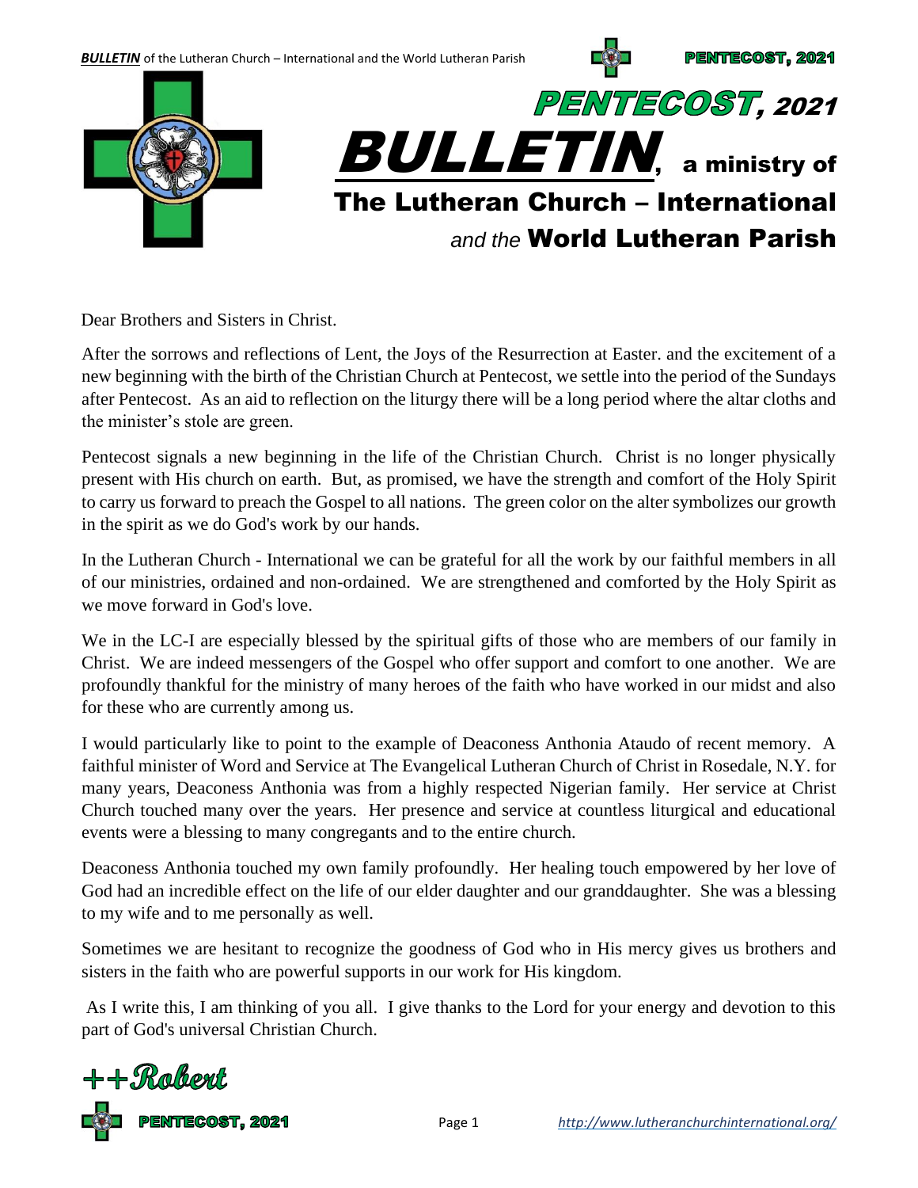# PENTECOST, 2021

# BULLETIN, a ministry of

## The Lutheran Church – International

## *and the* World Lutheran Parish

Dear Brothers and Sisters in Christ.

After the sorrows and reflections of Lent, the Joys of the Resurrection at Easter. and the excitement of a new beginning with the birth of the Christian Church at Pentecost, we settle into the period of the Sundays after Pentecost. As an aid to reflection on the liturgy there will be a long period where the altar cloths and the minister's stole are green.

Pentecost signals a new beginning in the life of the Christian Church. Christ is no longer physically present with His church on earth. But, as promised, we have the strength and comfort of the Holy Spirit to carry us forward to preach the Gospel to all nations. The green color on the alter symbolizes our growth in the spirit as we do God's work by our hands.

In the Lutheran Church - International we can be grateful for all the work by our faithful members in all of our ministries, ordained and non-ordained. We are strengthened and comforted by the Holy Spirit as we move forward in God's love.

We in the LC-I are especially blessed by the spiritual gifts of those who are members of our family in Christ. We are indeed messengers of the Gospel who offer support and comfort to one another. We are profoundly thankful for the ministry of many heroes of the faith who have worked in our midst and also for these who are currently among us.

I would particularly like to point to the example of Deaconess Anthonia Ataudo of recent memory. A faithful minister of Word and Service at The Evangelical Lutheran Church of Christ in Rosedale, N.Y. for many years, Deaconess Anthonia was from a highly respected Nigerian family. Her service at Christ Church touched many over the years. Her presence and service at countless liturgical and educational events were a blessing to many congregants and to the entire church.

Deaconess Anthonia touched my own family profoundly. Her healing touch empowered by her love of God had an incredible effect on the life of our elder daughter and our granddaughter. She was a blessing to my wife and to me personally as well.

Sometimes we are hesitant to recognize the goodness of God who in His mercy gives us brothers and sisters in the faith who are powerful supports in our work for His kingdom.

As I write this, I am thinking of you all. I give thanks to the Lord for your energy and devotion to this part of God's universal Christian Church.

++Robert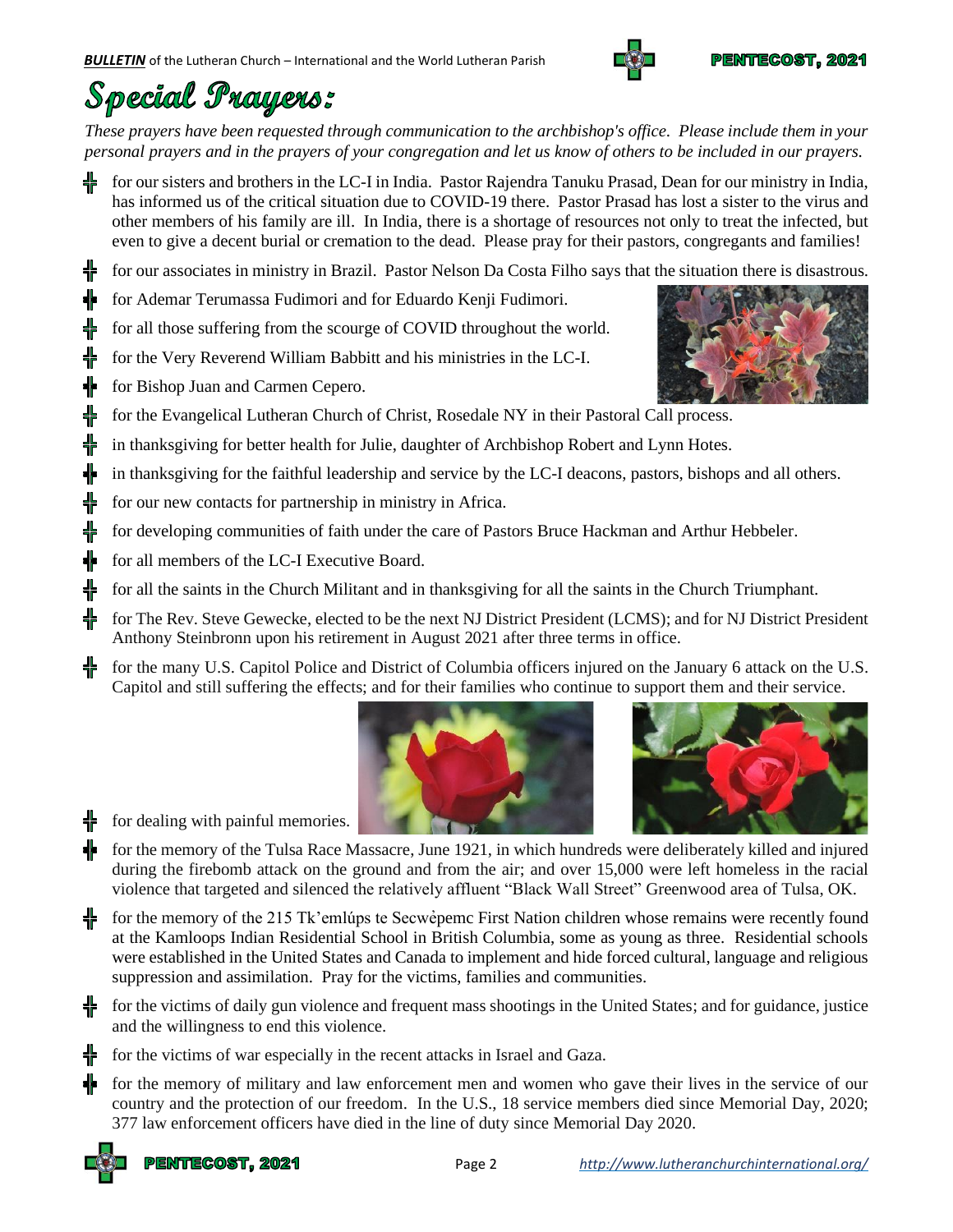# Special Prayers:

*These prayers have been requested through communication to the archbishop's office. Please include them in your personal prayers and in the prayers of your congregation and let us know of others to be included in our prayers.*

- for our sisters and brothers in the LC-I in India. Pastor Rajendra Tanuku Prasad, Dean for our ministry in India, has informed us of the critical situation due to COVID-19 there. Pastor Prasad has lost a sister to the virus and other members of his family are ill. In India, there is a shortage of resources not only to treat the infected, but even to give a decent burial or cremation to the dead. Please pray for their pastors, congregants and families!
- for our associates in ministry in Brazil. Pastor Nelson Da Costa Filho says that the situation there is disastrous.
- for Ademar Terumassa Fudimori and for Eduardo Kenji Fudimori.
- for all those suffering from the scourge of COVID throughout the world.
- for the Very Reverend William Babbitt and his ministries in the LC-I.
- for Bishop Juan and Carmen Cepero.
- for the Evangelical Lutheran Church of Christ, Rosedale NY in their Pastoral Call process.
- in thanksgiving for better health for Julie, daughter of Archbishop Robert and Lynn Hotes.
- in thanksgiving for the faithful leadership and service by the LC-I deacons, pastors, bishops and all others.
- for our new contacts for partnership in ministry in Africa.
- for developing communities of faith under the care of Pastors Bruce Hackman and Arthur Hebbeler.
- for all members of the LC-I Executive Board.
- for all the saints in the Church Militant and in thanksgiving for all the saints in the Church Triumphant.
- for The Rev. Steve Gewecke, elected to be the next NJ District President (LCMS); and for NJ District President Anthony Steinbronn upon his retirement in August 2021 after three terms in office.
- for the many U.S. Capitol Police and District of Columbia officers injured on the January 6 attack on the U.S. Capitol and still suffering the effects; and for their families who continue to support them and their service.
- for dealing with painful memories.
- for the memory of the Tulsa Race Massacre, June 1921, in which hundreds were deliberately killed and injured during the firebomb attack on the ground and from the air; and over 15,000 were left homeless in the racial violence that targeted and silenced the relatively affluent "Black Wall Street" Greenwood area of Tulsa, OK.
- for the memory of the 215 Tk'emlúps te Secwépemc First Nation children whose remains were recently found at the Kamloops Indian Residential School in British Columbia, some as young as three. Residential schools were established in the United States and Canada to implement and hide forced cultural, language and religious suppression and assimilation. Pray for the victims, families and communities.
- for the victims of daily gun violence and frequent mass shootings in the United States; and for guidance, justice and the willingness to end this violence.
- for the victims of war especially in the recent attacks in Israel and Gaza.
- for the memory of military and law enforcement men and women who gave their lives in the service of our country and the protection of our freedom. In the U.S., 18 service members died since Memorial Day, 2020; 377 law enforcement officers have died in the line of duty since Memorial Day 2020.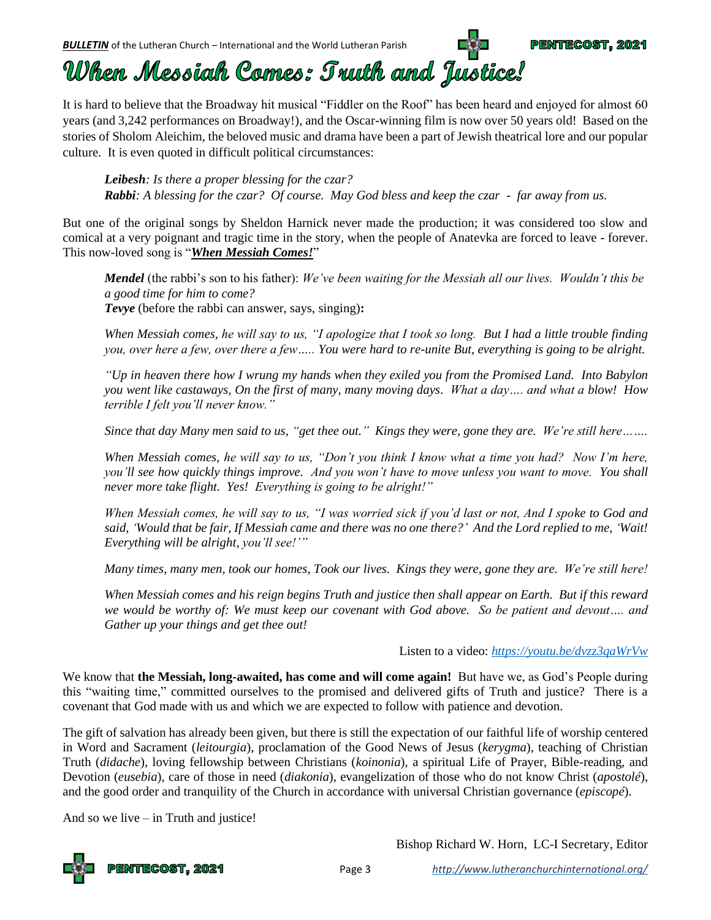# When Messiah Comes: Truth and Justice!

It is hard to believe that the Broadway hit musical "Fiddler on the Roof" has been heard and enjoyed for almost 60 years (and 3,242 performances on Broadway!), and the Oscar-winning film is now over 50 years old! Based on the stories of Sholom Aleichim, the beloved music and drama have been a part of Jewish theatrical lore and our popular culture. It is even quoted in difficult political circumstances:

> ***Leibesh****: Is there a proper blessing for the czar?*
> ***Rabbi****: A blessing for the czar? Of course. May God bless and keep the czar - far away from us.*

But one of the original songs by Sheldon Harnick never made the production; it was considered too slow and comical at a very poignant and tragic time in the story, when the people of Anatevka are forced to leave - forever. This now-loved song is "***When Messiah Comes!***"

> ***Mendel*** (the rabbi's son to his father): *We've been waiting for the Messiah all our lives. Wouldn't this be a good time for him to come?*
> ***Tevye*** (before the rabbi can answer, says, singing)**:**
>
> *When Messiah comes, he will say to us, "I apologize that I took so long. But I had a little trouble finding you, over here a few, over there a few….. You were hard to re-unite But, everything is going to be alright.*
>
> *"Up in heaven there how I wrung my hands when they exiled you from the Promised Land. Into Babylon you went like castaways, On the first of many, many moving days. What a day…. and what a blow! How terrible I felt you'll never know."*
>
> *Since that day Many men said to us, "get thee out." Kings they were, gone they are. We're still here…….*
>
> *When Messiah comes, he will say to us, "Don't you think I know what a time you had? Now I'm here, you'll see how quickly things improve. And you won't have to move unless you want to move. You shall never more take flight. Yes! Everything is going to be alright!"*
>
> *When Messiah comes, he will say to us, "I was worried sick if you'd last or not, And I spoke to God and said, 'Would that be fair, If Messiah came and there was no one there?' And the Lord replied to me, 'Wait! Everything will be alright, you'll see!'"*
>
> *Many times, many men, took our homes, Took our lives. Kings they were, gone they are. We're still here!*
>
> *When Messiah comes and his reign begins Truth and justice then shall appear on Earth. But if this reward we would be worthy of: We must keep our covenant with God above. So be patient and devout…. and Gather up your things and get thee out!*

Listen to a video: *https://youtu.be/dvzz3qaWrVw*

We know that **the Messiah, long-awaited, has come and will come again!** But have we, as God's People during this "waiting time," committed ourselves to the promised and delivered gifts of Truth and justice? There is a covenant that God made with us and which we are expected to follow with patience and devotion.

The gift of salvation has already been given, but there is still the expectation of our faithful life of worship centered in Word and Sacrament (*leitourgia*), proclamation of the Good News of Jesus (*kerygma*), teaching of Christian Truth (*didache*), loving fellowship between Christians (*koinonia*), a spiritual Life of Prayer, Bible-reading, and Devotion (*eusebia*), care of those in need (*diakonia*), evangelization of those who do not know Christ (*apostolé*), and the good order and tranquility of the Church in accordance with universal Christian governance (*episcopé*).

And so we live – in Truth and justice!

Bishop Richard W. Horn, LC-I Secretary, Editor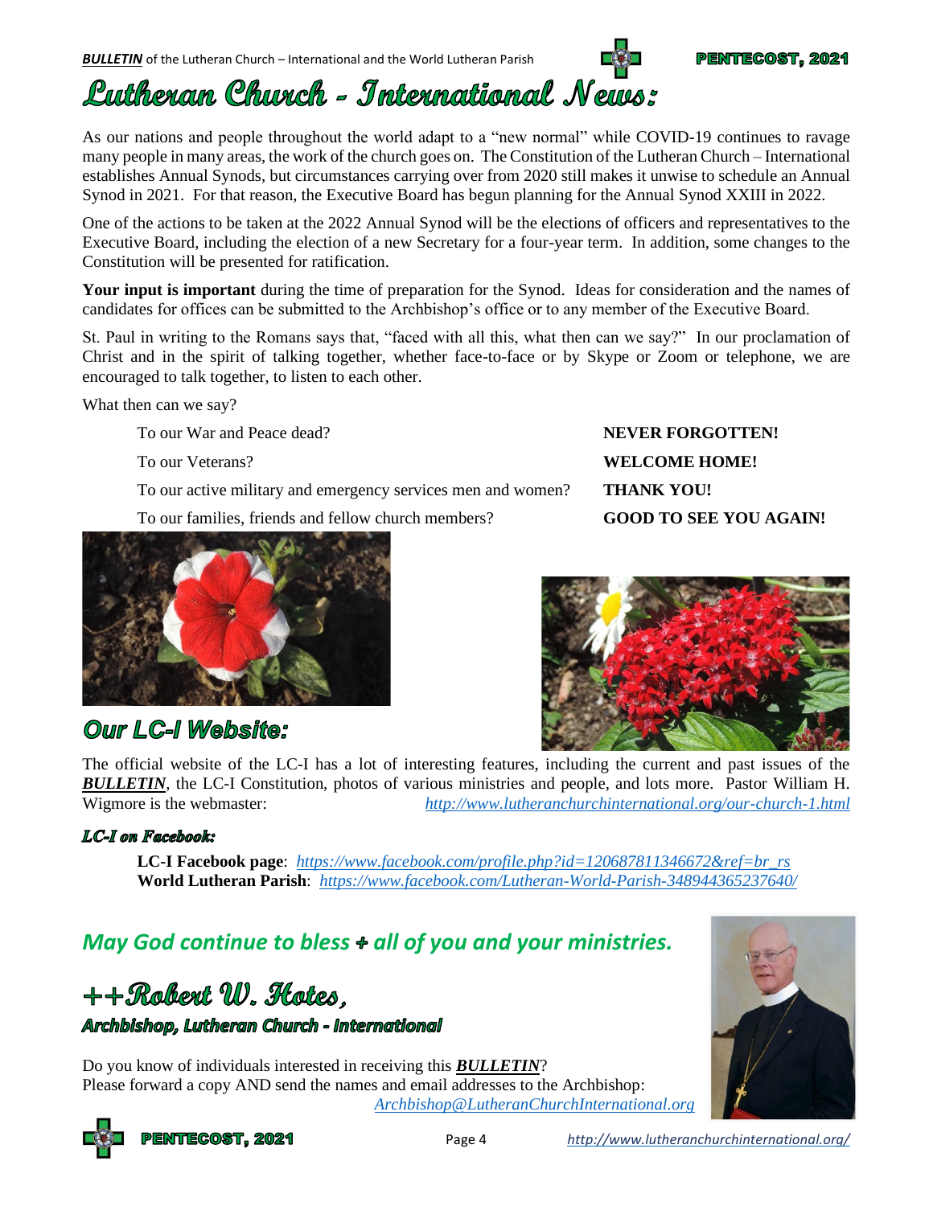# Lutheran Church - International News:

As our nations and people throughout the world adapt to a "new normal" while COVID-19 continues to ravage many people in many areas, the work of the church goes on. The Constitution of the Lutheran Church – International establishes Annual Synods, but circumstances carrying over from 2020 still makes it unwise to schedule an Annual Synod in 2021. For that reason, the Executive Board has begun planning for the Annual Synod XXIII in 2022.

One of the actions to be taken at the 2022 Annual Synod will be the elections of officers and representatives to the Executive Board, including the election of a new Secretary for a four-year term. In addition, some changes to the Constitution will be presented for ratification.

**Your input is important** during the time of preparation for the Synod. Ideas for consideration and the names of candidates for offices can be submitted to the Archbishop's office or to any member of the Executive Board.

St. Paul in writing to the Romans says that, "faced with all this, what then can we say?" In our proclamation of Christ and in the spirit of talking together, whether face-to-face or by Skype or Zoom or telephone, we are encouraged to talk together, to listen to each other.

What then can we say?

To our War and Peace dead? **NEVER FORGOTTEN!**

To our Veterans? **WELCOME HOME!**

To our active military and emergency services men and women? **THANK YOU!**

To our families, friends and fellow church members? **GOOD TO SEE YOU AGAIN!**

## Our LC-I Website:

The official website of the LC-I has a lot of interesting features, including the current and past issues of the ***BULLETIN***, the LC-I Constitution, photos of various ministries and people, and lots more. Pastor William H. Wigmore is the webmaster: *http://www.lutheranchurchinternational.org/our-church-1.html*

### *LC-I on Facebook:*

**LC-I Facebook page**: *https://www.facebook.com/profile.php?id=120687811346672&ref=br_rs*
**World Lutheran Parish**: *https://www.facebook.com/Lutheran-World-Parish-348944365237640/*

*May God continue to bless + all of you and your ministries.*

*++Robert W. Hotes,*
***Archbishop, Lutheran Church - International***

Do you know of individuals interested in receiving this ***BULLETIN***?
Please forward a copy AND send the names and email addresses to the Archbishop:
*Archbishop@LutheranChurchInternational.org*